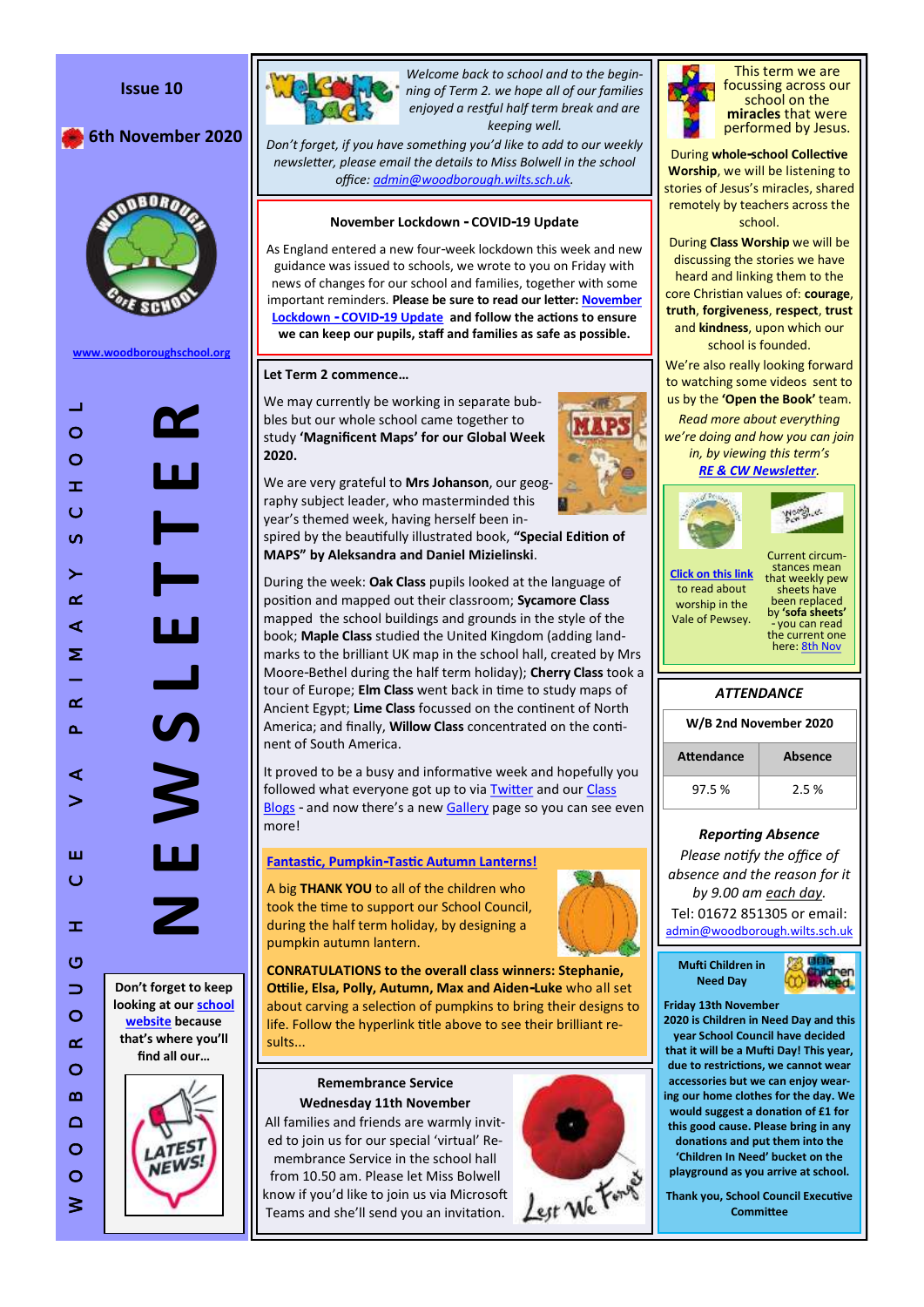Issue 10

6th November 2020

www.woodboroughschool.org

WOODBOROUGH CE VA PRIMARY SCHOOL

# NEWSLETTER

Don't forget to keep looking at our school website because that's where you'll find all our…

LATEST NEWS!

*Welcome back to school and to the beginning of Term 2. we hope all of our families enjoyed a restful half term break and are keeping well.*

*Don't forget, if you have something you'd like to add to our weekly newsletter, please email the details to Miss Bolwell in the school office: admin@woodborough.wilts.sch.uk.*

## November Lockdown - COVID-19 Update

As England entered a new four-week lockdown this week and new guidance was issued to schools, we wrote to you on Friday with news of changes for our school and families, together with some important reminders. **Please be sure to read our letter: November Lockdown - COVID-19 Update and follow the actions to ensure we can keep our pupils, staff and families as safe as possible.**

## Let Term 2 commence…

We may currently be working in separate bubbles but our whole school came together to study **'Magnificent Maps' for our Global Week 2020.**

We are very grateful to **Mrs Johanson**, our geography subject leader, who masterminded this year's themed week, having herself been inspired by the beautifully illustrated book, **"Special Edition of MAPS" by Aleksandra and Daniel Mizielinski**.

During the week: **Oak Class** pupils looked at the language of position and mapped out their classroom; **Sycamore Class** mapped the school buildings and grounds in the style of the book; **Maple Class** studied the United Kingdom (adding landmarks to the brilliant UK map in the school hall, created by Mrs Moore-Bethel during the half term holiday); **Cherry Class** took a tour of Europe; **Elm Class** went back in time to study maps of Ancient Egypt; **Lime Class** focussed on the continent of North America; and finally, **Willow Class** concentrated on the continent of South America.

It proved to be a busy and informative week and hopefully you followed what everyone got up to via Twitter and our Class Blogs - and now there's a new Gallery page so you can see even more!

## Fantastic, Pumpkin-Tastic Autumn Lanterns!

A big **THANK YOU** to all of the children who took the time to support our School Council, during the half term holiday, by designing a pumpkin autumn lantern.

**CONRATULATIONS to the overall class winners: Stephanie, Ottilie, Elsa, Polly, Autumn, Max and Aiden-Luke** who all set about carving a selection of pumpkins to bring their designs to life. Follow the hyperlink title above to see their brilliant results...

## Remembrance Service

**Wednesday 11th November**

All families and friends are warmly invited to join us for our special 'virtual' Remembrance Service in the school hall from 10.50 am. Please let Miss Bolwell know if you'd like to join us via Microsoft Teams and she'll send you an invitation.

This term we are focussing across our school on the **miracles** that were performed by Jesus.

During **whole-school Collective Worship**, we will be listening to stories of Jesus's miracles, shared remotely by teachers across the school.

During **Class Worship** we will be discussing the stories we have heard and linking them to the core Christian values of: **courage**, **truth**, **forgiveness**, **respect**, **trust** and **kindness**, upon which our school is founded.

We're also really looking forward to watching some videos sent to us by the **'Open the Book'** team.

*Read more about everything we're doing and how you can join in, by viewing this term's* ***RE & CW Newsletter****.*

Click on this link to read about worship in the Vale of Pewsey.

Current circumstances mean that weekly pew sheets have been replaced by **'sofa sheets'** - you can read the current one here: 8th Nov

## *ATTENDANCE*

| W/B 2nd November 2020 | |
|---|---|
| **Attendance** | **Absence** |
| 97.5 % | 2.5 % |

### *Reporting Absence*

*Please notify the office of absence and the reason for it by 9.00 am each day.*

Tel: 01672 851305 or email: admin@woodborough.wilts.sch.uk

**Mufti Children in Need Day**

**Friday 13th November**

**2020 is Children in Need Day and this year School Council have decided that it will be a Mufti Day! This year, due to restrictions, we cannot wear accessories but we can enjoy wearing our home clothes for the day. We would suggest a donation of £1 for this good cause. Please bring in any donations and put them into the 'Children In Need' bucket on the playground as you arrive at school.**

**Thank you, School Council Executive Committee**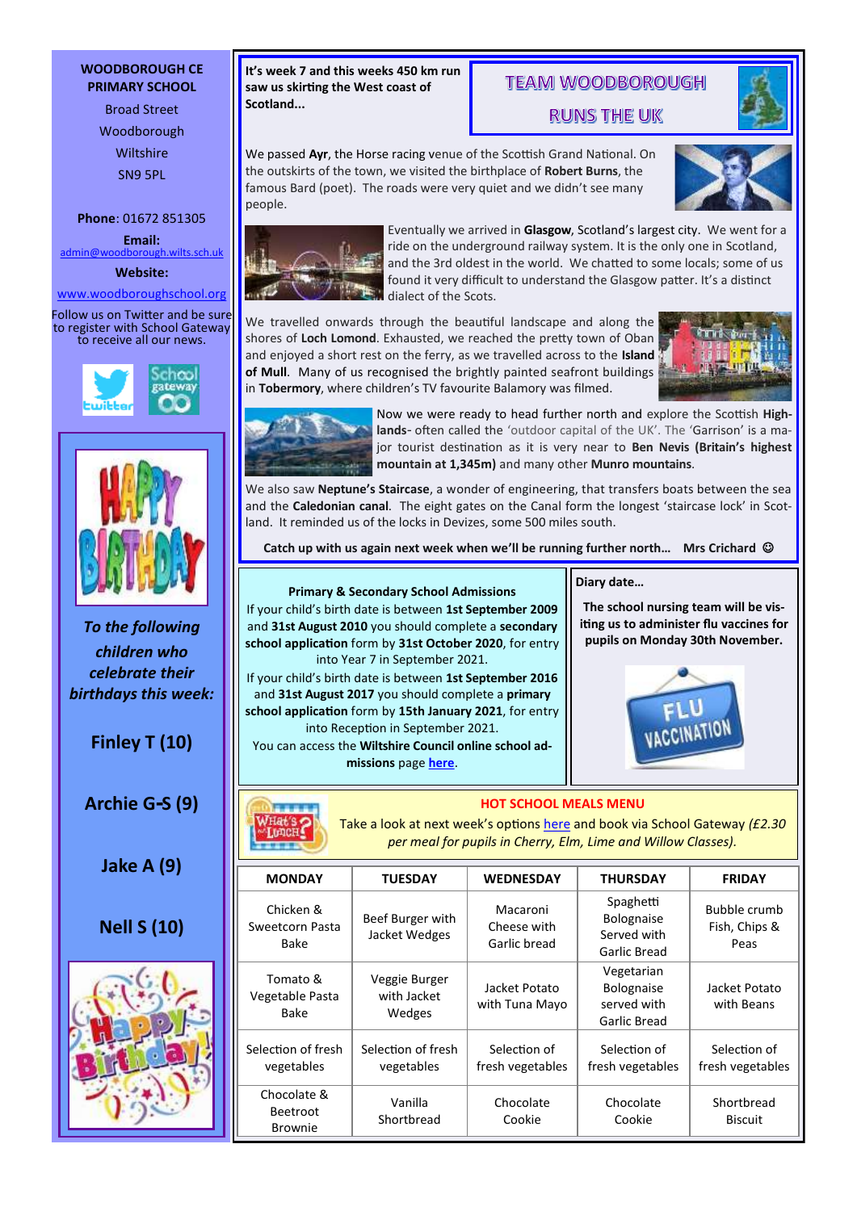**WOODBOROUGH CE PRIMARY SCHOOL**

Broad Street
Woodborough
Wiltshire
SN9 5PL

**Phone**: 01672 851305

**Email:**
admin@woodborough.wilts.sch.uk

**Website:**
www.woodboroughschool.org

Follow us on Twitter and be sure to register with School Gateway to receive all our news.

*To the following children who celebrate their birthdays this week:*

**Finley T (10)**

**Archie G-S (9)**

**Jake A (9)**

**Nell S (10)**

---

## TEAM WOODBOROUGH RUNS THE UK

**It's week 7 and this weeks 450 km run saw us skirting the West coast of Scotland...**

We passed **Ayr**, the Horse racing venue of the Scottish Grand National. On the outskirts of the town, we visited the birthplace of **Robert Burns**, the famous Bard (poet). The roads were very quiet and we didn't see many people.

Eventually we arrived in **Glasgow**, Scotland's largest city. We went for a ride on the underground railway system. It is the only one in Scotland, and the 3rd oldest in the world. We chatted to some locals; some of us found it very difficult to understand the Glasgow patter. It's a distinct dialect of the Scots.

We travelled onwards through the beautiful landscape and along the shores of **Loch Lomond**. Exhausted, we reached the pretty town of Oban and enjoyed a short rest on the ferry, as we travelled across to the **Island of Mull**. Many of us recognised the brightly painted seafront buildings in **Tobermory**, where children's TV favourite Balamory was filmed.

Now we were ready to head further north and explore the Scottish **Highlands**- often called the 'outdoor capital of the UK'. The 'Garrison' is a major tourist destination as it is very near to **Ben Nevis (Britain's highest mountain at 1,345m)** and many other **Munro mountains**.

We also saw **Neptune's Staircase**, a wonder of engineering, that transfers boats between the sea and the **Caledonian canal**. The eight gates on the Canal form the longest 'staircase lock' in Scotland. It reminded us of the locks in Devizes, some 500 miles south.

**Catch up with us again next week when we'll be running further north... Mrs Crichard ☺**

---

**Primary & Secondary School Admissions**

If your child's birth date is between **1st September 2009** and **31st August 2010** you should complete a **secondary school application** form by **31st October 2020**, for entry into Year 7 in September 2021.

If your child's birth date is between **1st September 2016** and **31st August 2017** you should complete a **primary school application** form by **15th January 2021**, for entry into Reception in September 2021.

You can access the **Wiltshire Council online school admissions** page **here**.

---

**Diary date...**

**The school nursing team will be visiting us to administer flu vaccines for pupils on Monday 30th November.**

---

**HOT SCHOOL MEALS MENU**

Take a look at next week's options here and book via School Gateway *(£2.30 per meal for pupils in Cherry, Elm, Lime and Willow Classes).*

| MONDAY | TUESDAY | WEDNESDAY | THURSDAY | FRIDAY |
|---|---|---|---|---|
| Chicken & Sweetcorn Pasta Bake | Beef Burger with Jacket Wedges | Macaroni Cheese with Garlic bread | Spaghetti Bolognaise Served with Garlic Bread | Bubble crumb Fish, Chips & Peas |
| Tomato & Vegetable Pasta Bake | Veggie Burger with Jacket Wedges | Jacket Potato with Tuna Mayo | Vegetarian Bolognaise served with Garlic Bread | Jacket Potato with Beans |
| Selection of fresh vegetables | Selection of fresh vegetables | Selection of fresh vegetables | Selection of fresh vegetables | Selection of fresh vegetables |
| Chocolate & Beetroot Brownie | Vanilla Shortbread | Chocolate Cookie | Chocolate Cookie | Shortbread Biscuit |